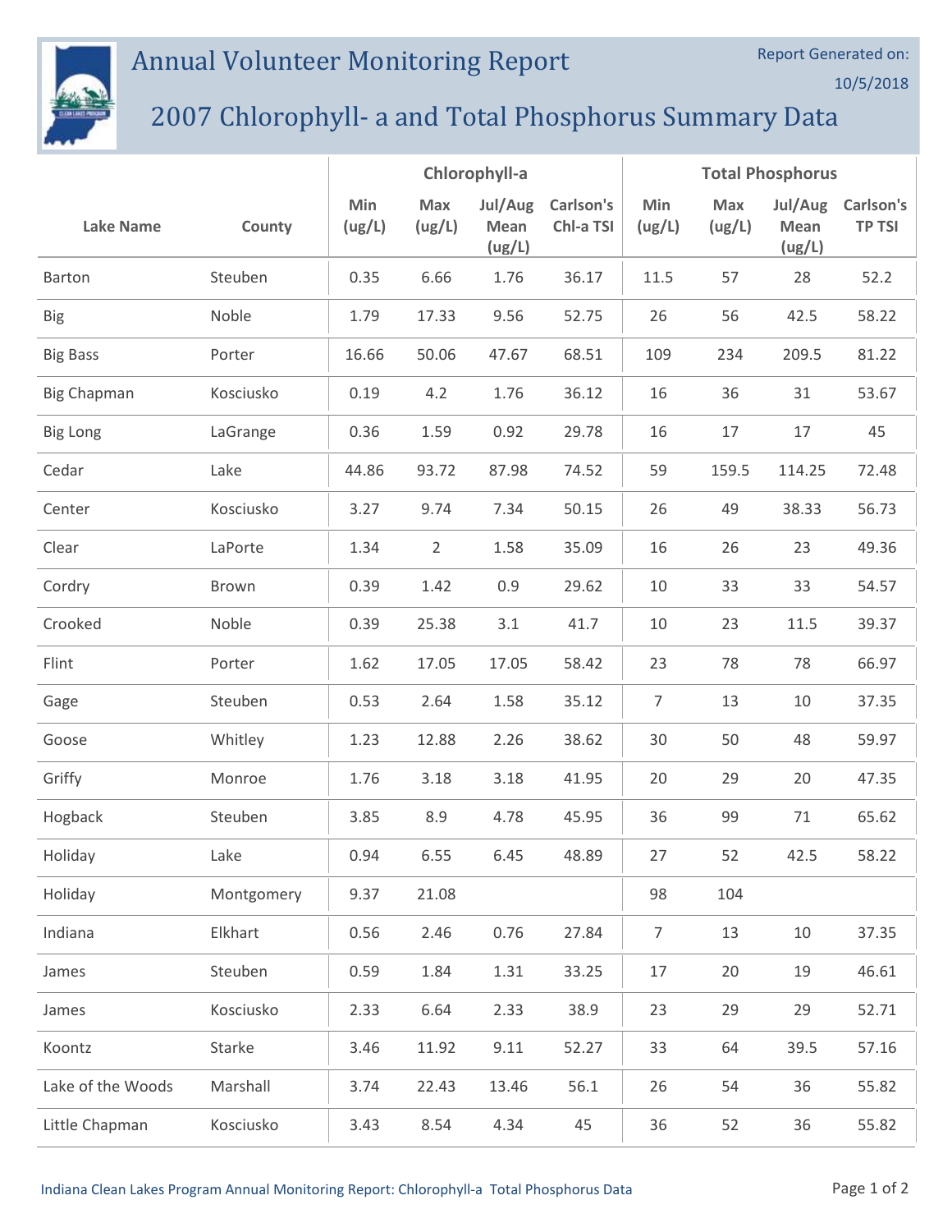# Annual Volunteer Monitoring Report

Report Generated on: 10/5/2018

## 2007 Chlorophyll- a and Total Phosphorus Summary Data

| Lake Name | County | Chlorophyll-a | | | | Total Phosphorus | | | |
|---|---|---|---|---|---|---|---|---|---|
| | | Min (ug/L) | Max (ug/L) | Jul/Aug Mean (ug/L) | Carlson's Chl-a TSI | Min (ug/L) | Max (ug/L) | Jul/Aug Mean (ug/L) | Carlson's TP TSI |
| Barton | Steuben | 0.35 | 6.66 | 1.76 | 36.17 | 11.5 | 57 | 28 | 52.2 |
| Big | Noble | 1.79 | 17.33 | 9.56 | 52.75 | 26 | 56 | 42.5 | 58.22 |
| Big Bass | Porter | 16.66 | 50.06 | 47.67 | 68.51 | 109 | 234 | 209.5 | 81.22 |
| Big Chapman | Kosciusko | 0.19 | 4.2 | 1.76 | 36.12 | 16 | 36 | 31 | 53.67 |
| Big Long | LaGrange | 0.36 | 1.59 | 0.92 | 29.78 | 16 | 17 | 17 | 45 |
| Cedar | Lake | 44.86 | 93.72 | 87.98 | 74.52 | 59 | 159.5 | 114.25 | 72.48 |
| Center | Kosciusko | 3.27 | 9.74 | 7.34 | 50.15 | 26 | 49 | 38.33 | 56.73 |
| Clear | LaPorte | 1.34 | 2 | 1.58 | 35.09 | 16 | 26 | 23 | 49.36 |
| Cordry | Brown | 0.39 | 1.42 | 0.9 | 29.62 | 10 | 33 | 33 | 54.57 |
| Crooked | Noble | 0.39 | 25.38 | 3.1 | 41.7 | 10 | 23 | 11.5 | 39.37 |
| Flint | Porter | 1.62 | 17.05 | 17.05 | 58.42 | 23 | 78 | 78 | 66.97 |
| Gage | Steuben | 0.53 | 2.64 | 1.58 | 35.12 | 7 | 13 | 10 | 37.35 |
| Goose | Whitley | 1.23 | 12.88 | 2.26 | 38.62 | 30 | 50 | 48 | 59.97 |
| Griffy | Monroe | 1.76 | 3.18 | 3.18 | 41.95 | 20 | 29 | 20 | 47.35 |
| Hogback | Steuben | 3.85 | 8.9 | 4.78 | 45.95 | 36 | 99 | 71 | 65.62 |
| Holiday | Lake | 0.94 | 6.55 | 6.45 | 48.89 | 27 | 52 | 42.5 | 58.22 |
| Holiday | Montgomery | 9.37 | 21.08 | | | 98 | 104 | | |
| Indiana | Elkhart | 0.56 | 2.46 | 0.76 | 27.84 | 7 | 13 | 10 | 37.35 |
| James | Steuben | 0.59 | 1.84 | 1.31 | 33.25 | 17 | 20 | 19 | 46.61 |
| James | Kosciusko | 2.33 | 6.64 | 2.33 | 38.9 | 23 | 29 | 29 | 52.71 |
| Koontz | Starke | 3.46 | 11.92 | 9.11 | 52.27 | 33 | 64 | 39.5 | 57.16 |
| Lake of the Woods | Marshall | 3.74 | 22.43 | 13.46 | 56.1 | 26 | 54 | 36 | 55.82 |
| Little Chapman | Kosciusko | 3.43 | 8.54 | 4.34 | 45 | 36 | 52 | 36 | 55.82 |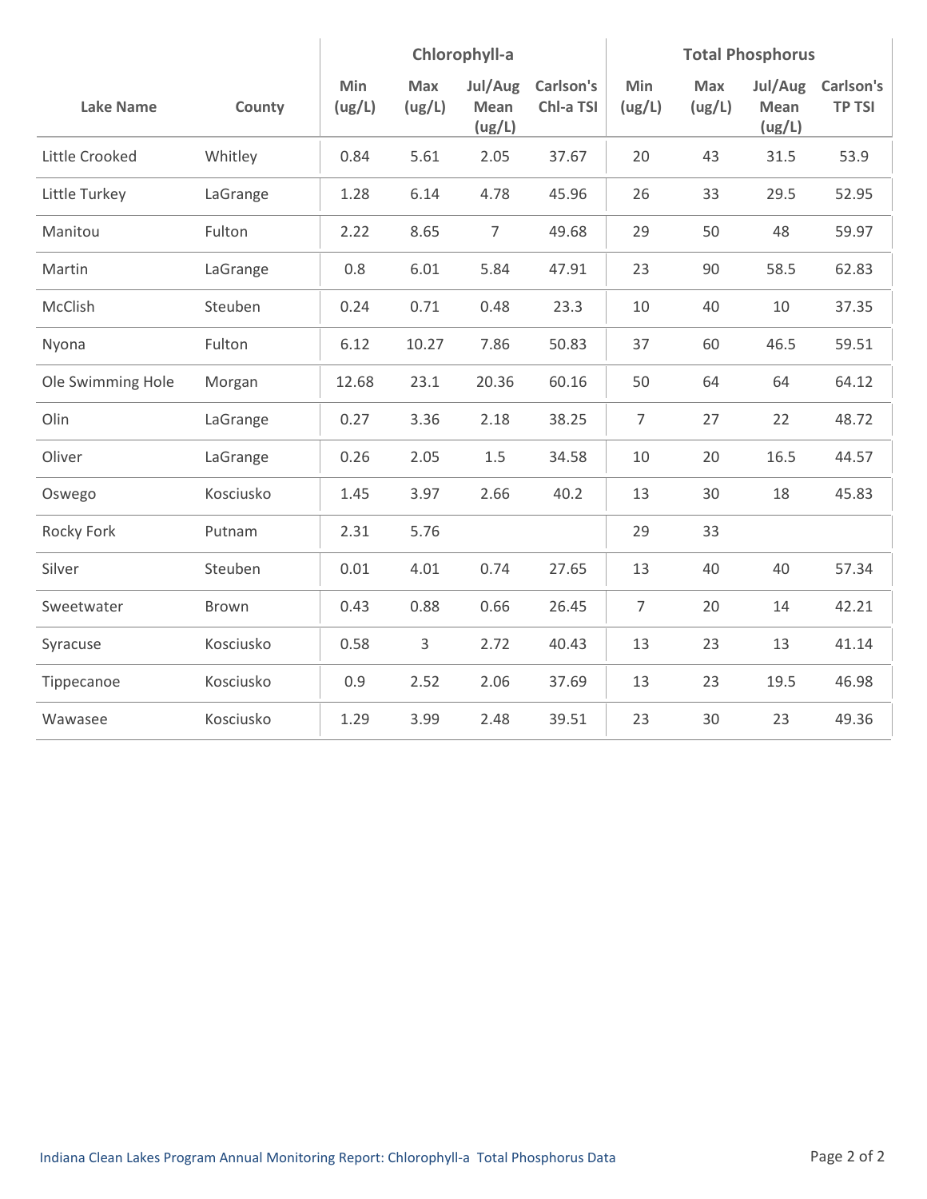| Lake Name | County | Chlorophyll-a | | | | Total Phosphorus | | | |
|---|---|---|---|---|---|---|---|---|---|
| | | Min (ug/L) | Max (ug/L) | Jul/Aug Mean (ug/L) | Carlson's Chl-a TSI | Min (ug/L) | Max (ug/L) | Jul/Aug Mean (ug/L) | Carlson's TP TSI |
| Little Crooked | Whitley | 0.84 | 5.61 | 2.05 | 37.67 | 20 | 43 | 31.5 | 53.9 |
| Little Turkey | LaGrange | 1.28 | 6.14 | 4.78 | 45.96 | 26 | 33 | 29.5 | 52.95 |
| Manitou | Fulton | 2.22 | 8.65 | 7 | 49.68 | 29 | 50 | 48 | 59.97 |
| Martin | LaGrange | 0.8 | 6.01 | 5.84 | 47.91 | 23 | 90 | 58.5 | 62.83 |
| McClish | Steuben | 0.24 | 0.71 | 0.48 | 23.3 | 10 | 40 | 10 | 37.35 |
| Nyona | Fulton | 6.12 | 10.27 | 7.86 | 50.83 | 37 | 60 | 46.5 | 59.51 |
| Ole Swimming Hole | Morgan | 12.68 | 23.1 | 20.36 | 60.16 | 50 | 64 | 64 | 64.12 |
| Olin | LaGrange | 0.27 | 3.36 | 2.18 | 38.25 | 7 | 27 | 22 | 48.72 |
| Oliver | LaGrange | 0.26 | 2.05 | 1.5 | 34.58 | 10 | 20 | 16.5 | 44.57 |
| Oswego | Kosciusko | 1.45 | 3.97 | 2.66 | 40.2 | 13 | 30 | 18 | 45.83 |
| Rocky Fork | Putnam | 2.31 | 5.76 | | | 29 | 33 | | |
| Silver | Steuben | 0.01 | 4.01 | 0.74 | 27.65 | 13 | 40 | 40 | 57.34 |
| Sweetwater | Brown | 0.43 | 0.88 | 0.66 | 26.45 | 7 | 20 | 14 | 42.21 |
| Syracuse | Kosciusko | 0.58 | 3 | 2.72 | 40.43 | 13 | 23 | 13 | 41.14 |
| Tippecanoe | Kosciusko | 0.9 | 2.52 | 2.06 | 37.69 | 13 | 23 | 19.5 | 46.98 |
| Wawasee | Kosciusko | 1.29 | 3.99 | 2.48 | 39.51 | 23 | 30 | 23 | 49.36 |